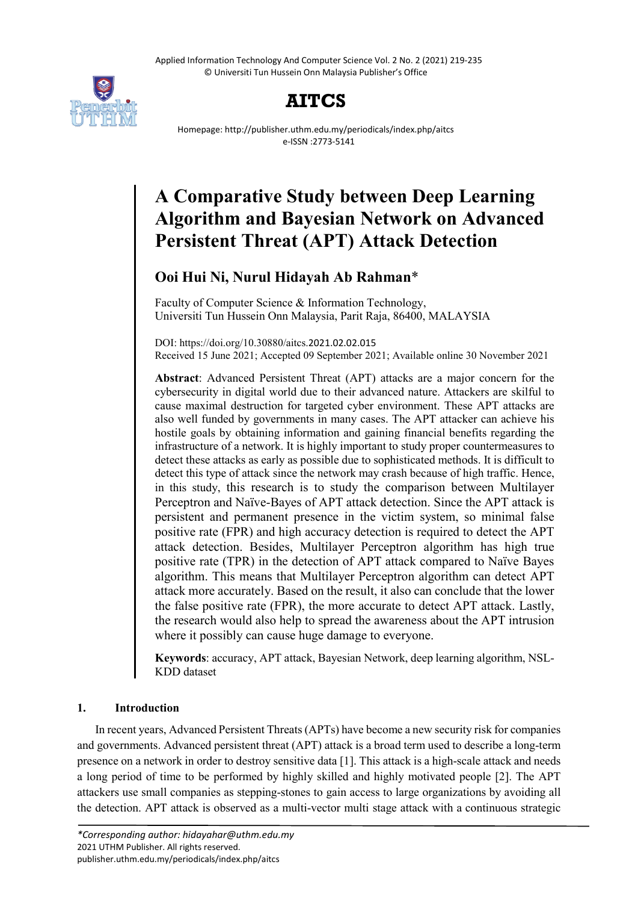# A Comparative Study between Deep Learning Algorithm and Bayesian Network on Advanced Persistent Threat (APT) Attack Detection

**Ooi Hui Ni, Nurul Hidayah Ab Rahman***

Faculty of Computer Science & Information Technology,
Universiti Tun Hussein Onn Malaysia, Parit Raja, 86400, MALAYSIA

DOI: https://doi.org/10.30880/aitcs.2021.02.02.015
Received 15 June 2021; Accepted 09 September 2021; Available online 30 November 2021

**Abstract**: Advanced Persistent Threat (APT) attacks are a major concern for the cybersecurity in digital world due to their advanced nature. Attackers are skilful to cause maximal destruction for targeted cyber environment. These APT attacks are also well funded by governments in many cases. The APT attacker can achieve his hostile goals by obtaining information and gaining financial benefits regarding the infrastructure of a network. It is highly important to study proper countermeasures to detect these attacks as early as possible due to sophisticated methods. It is difficult to detect this type of attack since the network may crash because of high traffic. Hence, in this study, this research is to study the comparison between Multilayer Perceptron and Naïve-Bayes of APT attack detection. Since the APT attack is persistent and permanent presence in the victim system, so minimal false positive rate (FPR) and high accuracy detection is required to detect the APT attack detection. Besides, Multilayer Perceptron algorithm has high true positive rate (TPR) in the detection of APT attack compared to Naïve Bayes algorithm. This means that Multilayer Perceptron algorithm can detect APT attack more accurately. Based on the result, it also can conclude that the lower the false positive rate (FPR), the more accurate to detect APT attack. Lastly, the research would also help to spread the awareness about the APT intrusion where it possibly can cause huge damage to everyone.

**Keywords**: accuracy, APT attack, Bayesian Network, deep learning algorithm, NSL-KDD dataset

## 1. Introduction

In recent years, Advanced Persistent Threats (APTs) have become a new security risk for companies and governments. Advanced persistent threat (APT) attack is a broad term used to describe a long-term presence on a network in order to destroy sensitive data [1]. This attack is a high-scale attack and needs a long period of time to be performed by highly skilled and highly motivated people [2]. The APT attackers use small companies as stepping-stones to gain access to large organizations by avoiding all the detection. APT attack is observed as a multi-vector multi stage attack with a continuous strategic

*Corresponding author: hidayahar@uthm.edu.my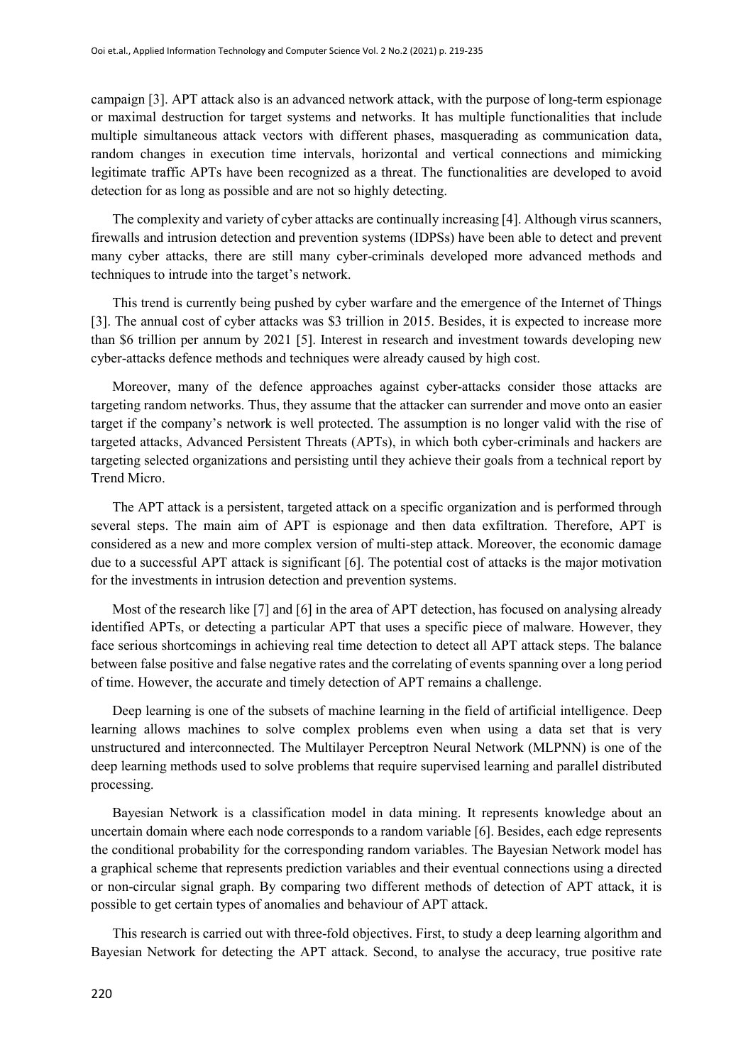campaign [3]. APT attack also is an advanced network attack, with the purpose of long-term espionage or maximal destruction for target systems and networks. It has multiple functionalities that include multiple simultaneous attack vectors with different phases, masquerading as communication data, random changes in execution time intervals, horizontal and vertical connections and mimicking legitimate traffic APTs have been recognized as a threat. The functionalities are developed to avoid detection for as long as possible and are not so highly detecting.

The complexity and variety of cyber attacks are continually increasing [4]. Although virus scanners, firewalls and intrusion detection and prevention systems (IDPSs) have been able to detect and prevent many cyber attacks, there are still many cyber-criminals developed more advanced methods and techniques to intrude into the target's network.

This trend is currently being pushed by cyber warfare and the emergence of the Internet of Things [3]. The annual cost of cyber attacks was \$3 trillion in 2015. Besides, it is expected to increase more than \$6 trillion per annum by 2021 [5]. Interest in research and investment towards developing new cyber-attacks defence methods and techniques were already caused by high cost.

Moreover, many of the defence approaches against cyber-attacks consider those attacks are targeting random networks. Thus, they assume that the attacker can surrender and move onto an easier target if the company's network is well protected. The assumption is no longer valid with the rise of targeted attacks, Advanced Persistent Threats (APTs), in which both cyber-criminals and hackers are targeting selected organizations and persisting until they achieve their goals from a technical report by Trend Micro.

The APT attack is a persistent, targeted attack on a specific organization and is performed through several steps. The main aim of APT is espionage and then data exfiltration. Therefore, APT is considered as a new and more complex version of multi-step attack. Moreover, the economic damage due to a successful APT attack is significant [6]. The potential cost of attacks is the major motivation for the investments in intrusion detection and prevention systems.

Most of the research like [7] and [6] in the area of APT detection, has focused on analysing already identified APTs, or detecting a particular APT that uses a specific piece of malware. However, they face serious shortcomings in achieving real time detection to detect all APT attack steps. The balance between false positive and false negative rates and the correlating of events spanning over a long period of time. However, the accurate and timely detection of APT remains a challenge.

Deep learning is one of the subsets of machine learning in the field of artificial intelligence. Deep learning allows machines to solve complex problems even when using a data set that is very unstructured and interconnected. The Multilayer Perceptron Neural Network (MLPNN) is one of the deep learning methods used to solve problems that require supervised learning and parallel distributed processing.

Bayesian Network is a classification model in data mining. It represents knowledge about an uncertain domain where each node corresponds to a random variable [6]. Besides, each edge represents the conditional probability for the corresponding random variables. The Bayesian Network model has a graphical scheme that represents prediction variables and their eventual connections using a directed or non-circular signal graph. By comparing two different methods of detection of APT attack, it is possible to get certain types of anomalies and behaviour of APT attack.

This research is carried out with three-fold objectives. First, to study a deep learning algorithm and Bayesian Network for detecting the APT attack. Second, to analyse the accuracy, true positive rate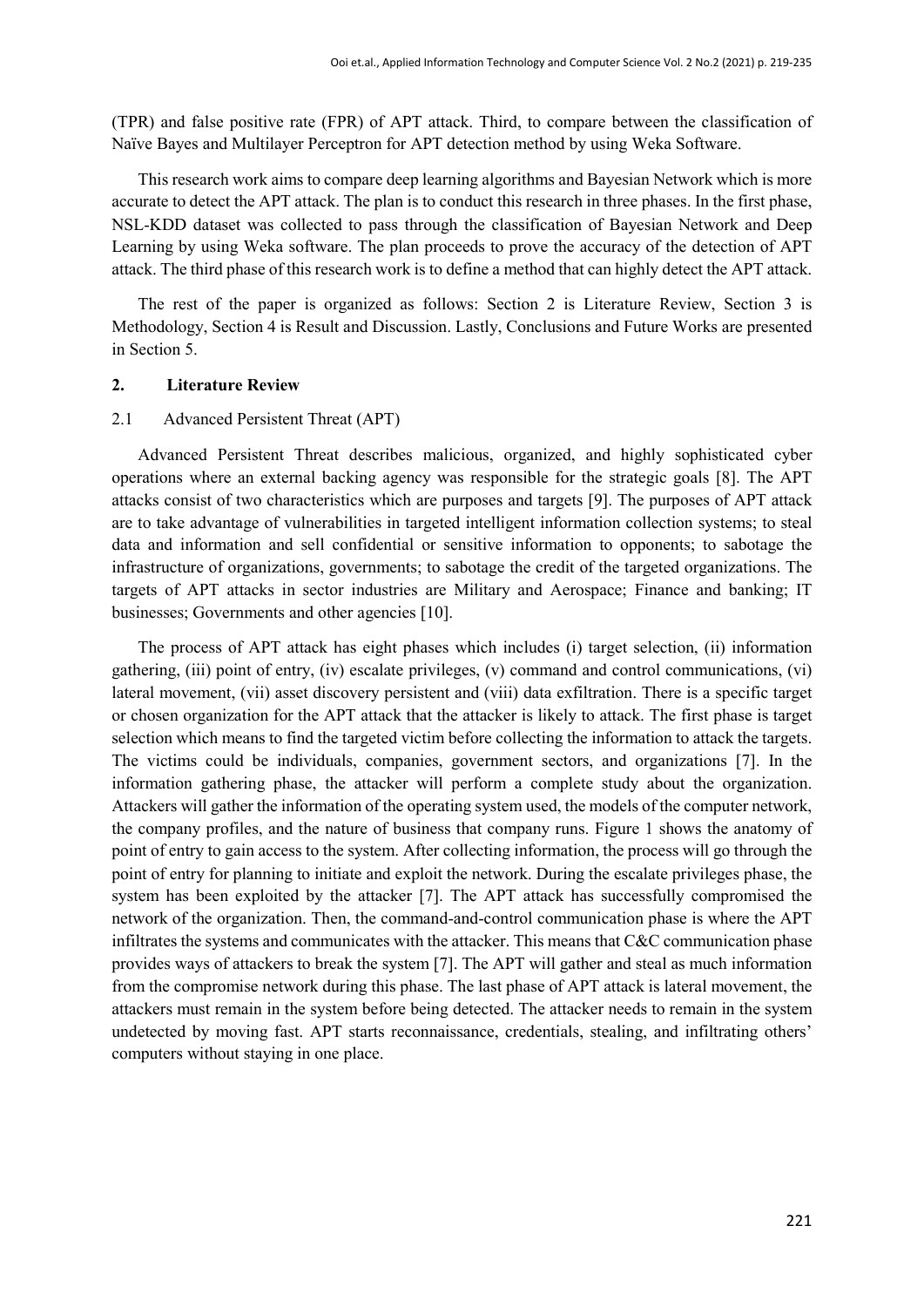(TPR) and false positive rate (FPR) of APT attack. Third, to compare between the classification of Naïve Bayes and Multilayer Perceptron for APT detection method by using Weka Software.

This research work aims to compare deep learning algorithms and Bayesian Network which is more accurate to detect the APT attack. The plan is to conduct this research in three phases. In the first phase, NSL-KDD dataset was collected to pass through the classification of Bayesian Network and Deep Learning by using Weka software. The plan proceeds to prove the accuracy of the detection of APT attack. The third phase of this research work is to define a method that can highly detect the APT attack.

The rest of the paper is organized as follows: Section 2 is Literature Review, Section 3 is Methodology, Section 4 is Result and Discussion. Lastly, Conclusions and Future Works are presented in Section 5.

## 2. Literature Review

### 2.1 Advanced Persistent Threat (APT)

Advanced Persistent Threat describes malicious, organized, and highly sophisticated cyber operations where an external backing agency was responsible for the strategic goals [8]. The APT attacks consist of two characteristics which are purposes and targets [9]. The purposes of APT attack are to take advantage of vulnerabilities in targeted intelligent information collection systems; to steal data and information and sell confidential or sensitive information to opponents; to sabotage the infrastructure of organizations, governments; to sabotage the credit of the targeted organizations. The targets of APT attacks in sector industries are Military and Aerospace; Finance and banking; IT businesses; Governments and other agencies [10].

The process of APT attack has eight phases which includes (i) target selection, (ii) information gathering, (iii) point of entry, (iv) escalate privileges, (v) command and control communications, (vi) lateral movement, (vii) asset discovery persistent and (viii) data exfiltration. There is a specific target or chosen organization for the APT attack that the attacker is likely to attack. The first phase is target selection which means to find the targeted victim before collecting the information to attack the targets. The victims could be individuals, companies, government sectors, and organizations [7]. In the information gathering phase, the attacker will perform a complete study about the organization. Attackers will gather the information of the operating system used, the models of the computer network, the company profiles, and the nature of business that company runs. Figure 1 shows the anatomy of point of entry to gain access to the system. After collecting information, the process will go through the point of entry for planning to initiate and exploit the network. During the escalate privileges phase, the system has been exploited by the attacker [7]. The APT attack has successfully compromised the network of the organization. Then, the command-and-control communication phase is where the APT infiltrates the systems and communicates with the attacker. This means that C&C communication phase provides ways of attackers to break the system [7]. The APT will gather and steal as much information from the compromise network during this phase. The last phase of APT attack is lateral movement, the attackers must remain in the system before being detected. The attacker needs to remain in the system undetected by moving fast. APT starts reconnaissance, credentials, stealing, and infiltrating others' computers without staying in one place.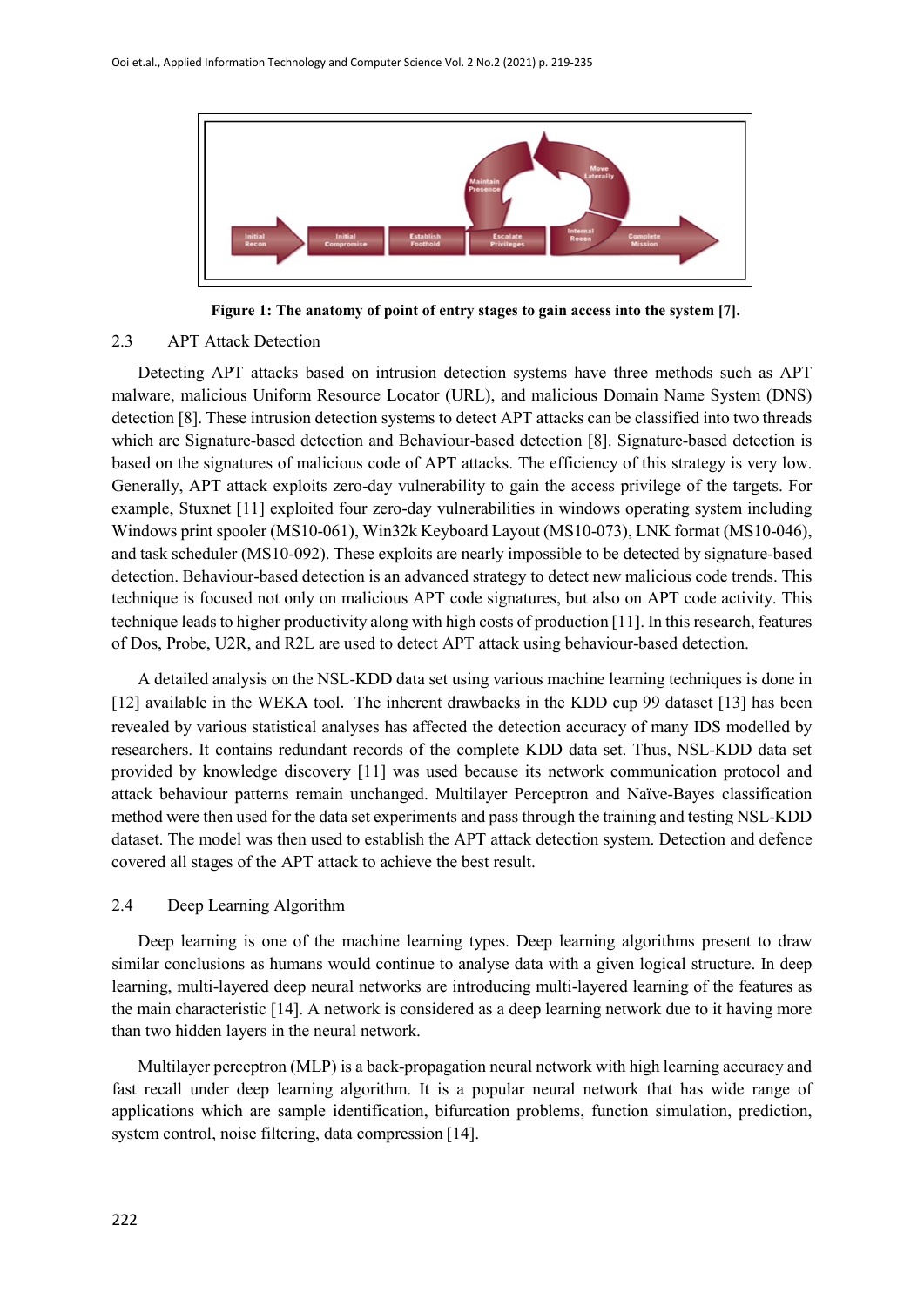Initial Recon

Initial Compromise

Establish Foothold

Escalate Privileges

Maintain Presence

Move Laterally

Internal Recon

Complete Mission

**Figure 1: The anatomy of point of entry stages to gain access into the system [7].**

## 2.3 APT Attack Detection

Detecting APT attacks based on intrusion detection systems have three methods such as APT malware, malicious Uniform Resource Locator (URL), and malicious Domain Name System (DNS) detection [8]. These intrusion detection systems to detect APT attacks can be classified into two threads which are Signature-based detection and Behaviour-based detection [8]. Signature-based detection is based on the signatures of malicious code of APT attacks. The efficiency of this strategy is very low. Generally, APT attack exploits zero-day vulnerability to gain the access privilege of the targets. For example, Stuxnet [11] exploited four zero-day vulnerabilities in windows operating system including Windows print spooler (MS10-061), Win32k Keyboard Layout (MS10-073), LNK format (MS10-046), and task scheduler (MS10-092). These exploits are nearly impossible to be detected by signature-based detection. Behaviour-based detection is an advanced strategy to detect new malicious code trends. This technique is focused not only on malicious APT code signatures, but also on APT code activity. This technique leads to higher productivity along with high costs of production [11]. In this research, features of Dos, Probe, U2R, and R2L are used to detect APT attack using behaviour-based detection.

A detailed analysis on the NSL-KDD data set using various machine learning techniques is done in [12] available in the WEKA tool. The inherent drawbacks in the KDD cup 99 dataset [13] has been revealed by various statistical analyses has affected the detection accuracy of many IDS modelled by researchers. It contains redundant records of the complete KDD data set. Thus, NSL-KDD data set provided by knowledge discovery [11] was used because its network communication protocol and attack behaviour patterns remain unchanged. Multilayer Perceptron and Naïve-Bayes classification method were then used for the data set experiments and pass through the training and testing NSL-KDD dataset. The model was then used to establish the APT attack detection system. Detection and defence covered all stages of the APT attack to achieve the best result.

## 2.4 Deep Learning Algorithm

Deep learning is one of the machine learning types. Deep learning algorithms present to draw similar conclusions as humans would continue to analyse data with a given logical structure. In deep learning, multi-layered deep neural networks are introducing multi-layered learning of the features as the main characteristic [14]. A network is considered as a deep learning network due to it having more than two hidden layers in the neural network.

Multilayer perceptron (MLP) is a back-propagation neural network with high learning accuracy and fast recall under deep learning algorithm. It is a popular neural network that has wide range of applications which are sample identification, bifurcation problems, function simulation, prediction, system control, noise filtering, data compression [14].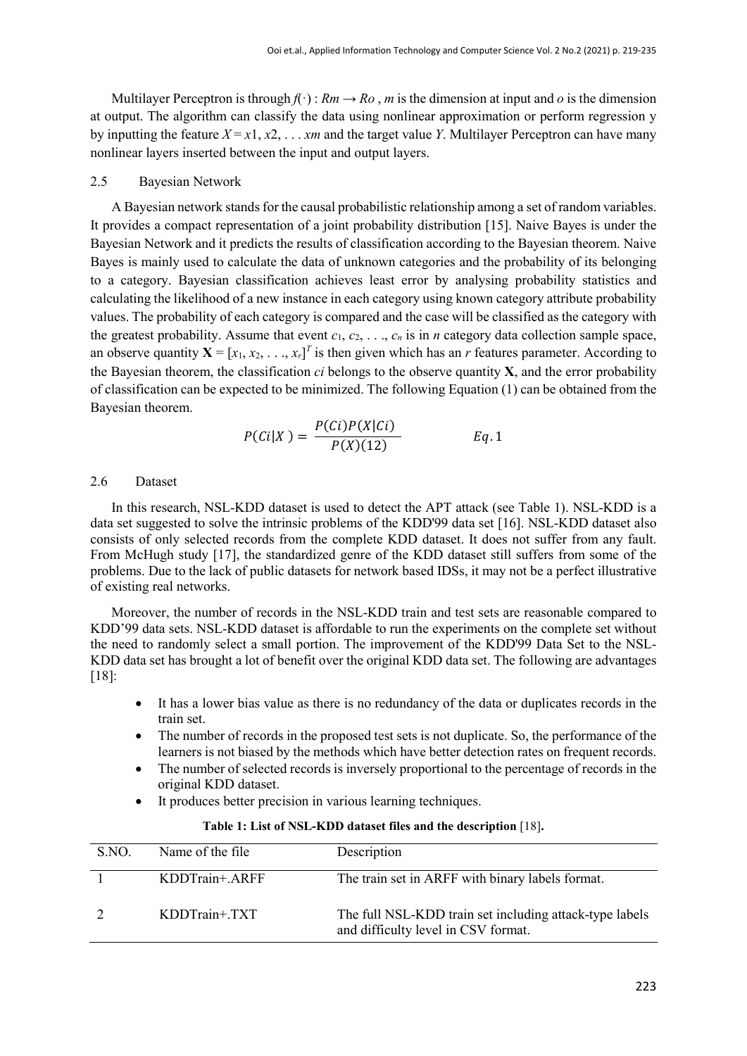Multilayer Perceptron is through $f(\cdot) : Rm \rightarrow Ro$ , $m$ is the dimension at input and $o$ is the dimension at output. The algorithm can classify the data using nonlinear approximation or perform regression y by inputting the feature $X = x1, x2, \ldots xm$ and the target value $Y$. Multilayer Perceptron can have many nonlinear layers inserted between the input and output layers.

### 2.5 Bayesian Network

A Bayesian network stands for the causal probabilistic relationship among a set of random variables. It provides a compact representation of a joint probability distribution [15]. Naive Bayes is under the Bayesian Network and it predicts the results of classification according to the Bayesian theorem. Naive Bayes is mainly used to calculate the data of unknown categories and the probability of its belonging to a category. Bayesian classification achieves least error by analysing probability statistics and calculating the likelihood of a new instance in each category using known category attribute probability values. The probability of each category is compared and the case will be classified as the category with the greatest probability. Assume that event $c_1, c_2, \ldots, c_n$ is in $n$ category data collection sample space, an observe quantity $\mathbf{X} = [x_1, x_2, \ldots, x_r]^T$ is then given which has an $r$ features parameter. According to the Bayesian theorem, the classification $ci$ belongs to the observe quantity $\mathbf{X}$, and the error probability of classification can be expected to be minimized. The following Equation (1) can be obtained from the Bayesian theorem.

$$P(Ci|X) = \frac{P(Ci)P(X|Ci)}{P(X)(12)} \qquad Eq.1$$

### 2.6 Dataset

In this research, NSL-KDD dataset is used to detect the APT attack (see Table 1). NSL-KDD is a data set suggested to solve the intrinsic problems of the KDD'99 data set [16]. NSL-KDD dataset also consists of only selected records from the complete KDD dataset. It does not suffer from any fault. From McHugh study [17], the standardized genre of the KDD dataset still suffers from some of the problems. Due to the lack of public datasets for network based IDSs, it may not be a perfect illustrative of existing real networks.

Moreover, the number of records in the NSL-KDD train and test sets are reasonable compared to KDD'99 data sets. NSL-KDD dataset is affordable to run the experiments on the complete set without the need to randomly select a small portion. The improvement of the KDD'99 Data Set to the NSL-KDD data set has brought a lot of benefit over the original KDD data set. The following are advantages [18]:

- It has a lower bias value as there is no redundancy of the data or duplicates records in the train set.
- The number of records in the proposed test sets is not duplicate. So, the performance of the learners is not biased by the methods which have better detection rates on frequent records.
- The number of selected records is inversely proportional to the percentage of records in the original KDD dataset.
- It produces better precision in various learning techniques.

**Table 1: List of NSL-KDD dataset files and the description** [18]**.**

| S.NO. | Name of the file | Description |
|---|---|---|
| 1 | KDDTrain+.ARFF | The train set in ARFF with binary labels format. |
| 2 | KDDTrain+.TXT | The full NSL-KDD train set including attack-type labels and difficulty level in CSV format. |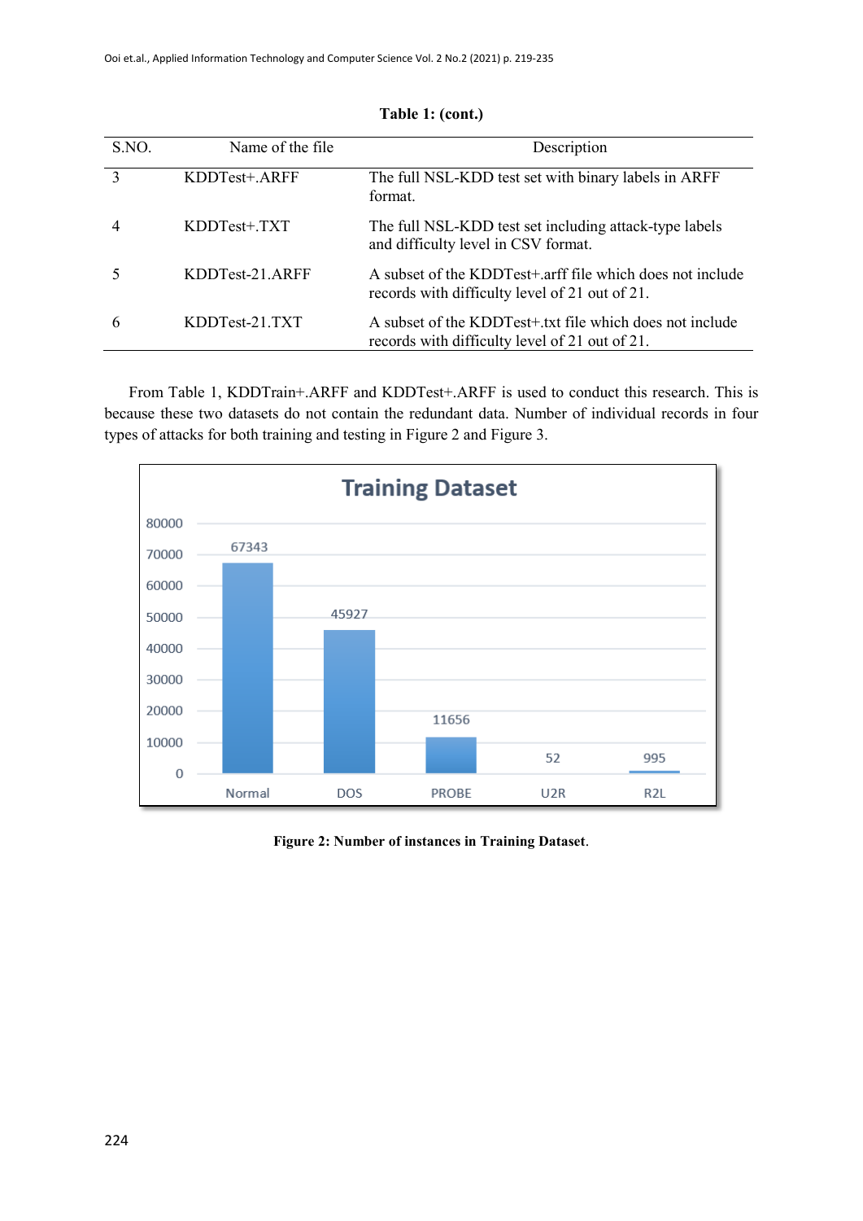**Table 1: (cont.)**

| S.NO. | Name of the file | Description |
|---|---|---|
| 3 | KDDTest+.ARFF | The full NSL-KDD test set with binary labels in ARFF format. |
| 4 | KDDTest+.TXT | The full NSL-KDD test set including attack-type labels and difficulty level in CSV format. |
| 5 | KDDTest-21.ARFF | A subset of the KDDTest+.arff file which does not include records with difficulty level of 21 out of 21. |
| 6 | KDDTest-21.TXT | A subset of the KDDTest+.txt file which does not include records with difficulty level of 21 out of 21. |

From Table 1, KDDTrain+.ARFF and KDDTest+.ARFF is used to conduct this research. This is because these two datasets do not contain the redundant data. Number of individual records in four types of attacks for both training and testing in Figure 2 and Figure 3.

Training Dataset

80000
70000
60000
50000
40000
30000
20000
10000
0

67343
45927
11656
52
995

Normal
DOS
PROBE
U2R
R2L

**Figure 2: Number of instances in Training Dataset**.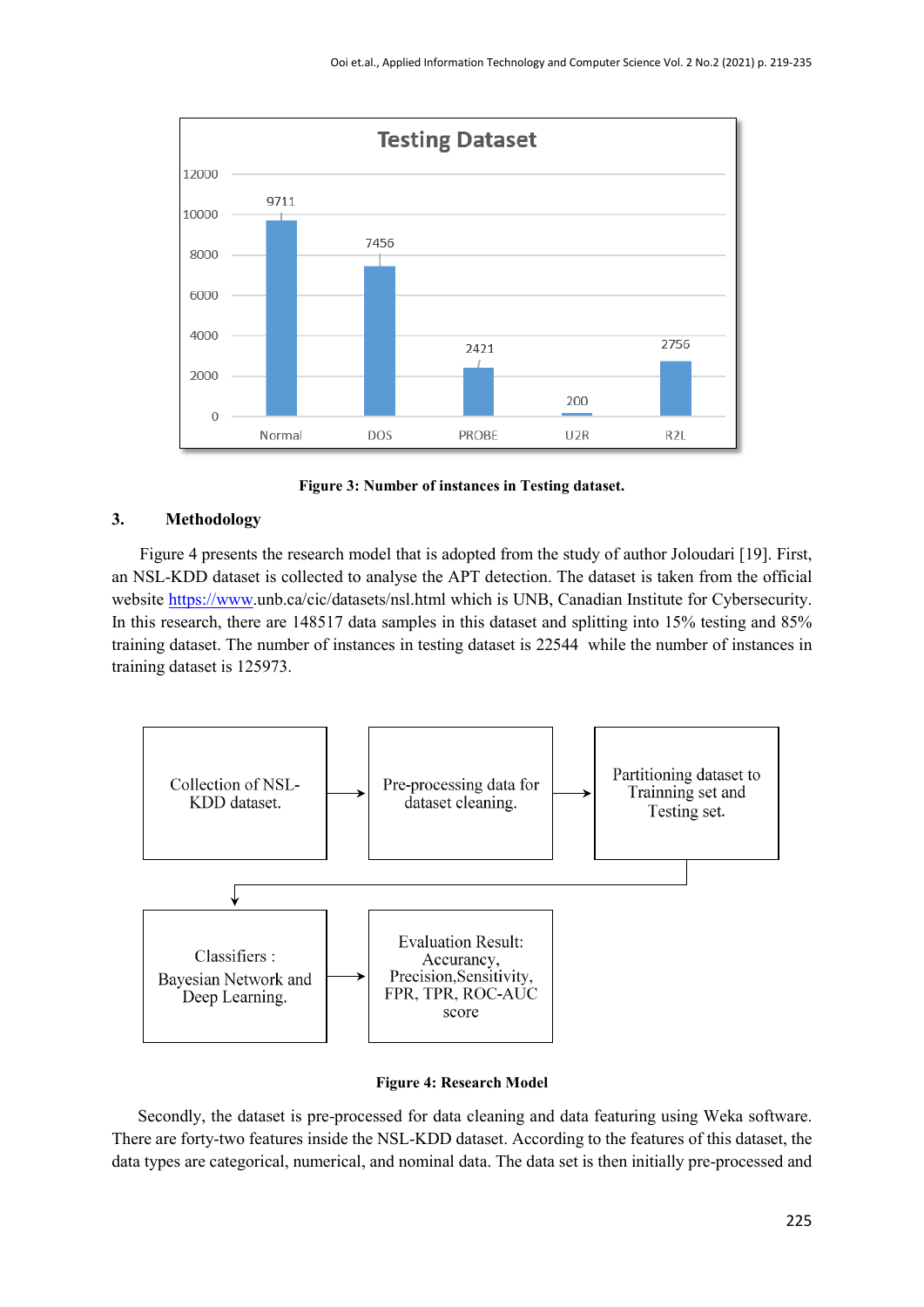Testing Dataset

12000
10000
8000
6000
4000
2000
0

9711
7456
2421
200
2756

Normal
DOS
PROBE
U2R
R2L

**Figure 3: Number of instances in Testing dataset.**

## 3. Methodology

Figure 4 presents the research model that is adopted from the study of author Joloudari [19]. First, an NSL-KDD dataset is collected to analyse the APT detection. The dataset is taken from the official website https://www.unb.ca/cic/datasets/nsl.html which is UNB, Canadian Institute for Cybersecurity. In this research, there are 148517 data samples in this dataset and splitting into 15% testing and 85% training dataset. The number of instances in testing dataset is 22544 while the number of instances in training dataset is 125973.

Collection of NSL-KDD dataset.

Pre-processing data for dataset cleaning.

Partitioning dataset to Trainning set and Testing set.

Classifiers : Bayesian Network and Deep Learning.

Evaluation Result: Accurancy, Precision,Sensitivity, FPR, TPR, ROC-AUC score

**Figure 4: Research Model**

Secondly, the dataset is pre-processed for data cleaning and data featuring using Weka software. There are forty-two features inside the NSL-KDD dataset. According to the features of this dataset, the data types are categorical, numerical, and nominal data. The data set is then initially pre-processed and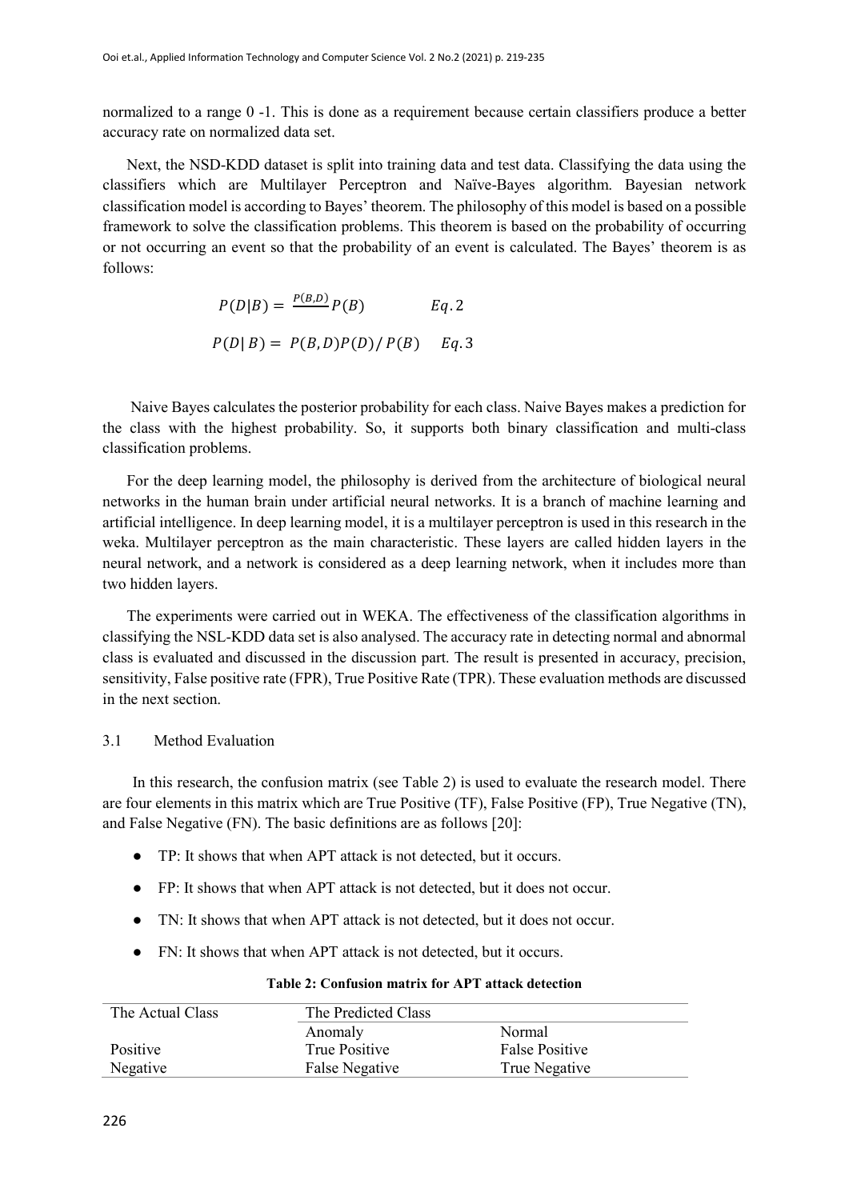normalized to a range 0 -1. This is done as a requirement because certain classifiers produce a better accuracy rate on normalized data set.

Next, the NSD-KDD dataset is split into training data and test data. Classifying the data using the classifiers which are Multilayer Perceptron and Naïve-Bayes algorithm. Bayesian network classification model is according to Bayes' theorem. The philosophy of this model is based on a possible framework to solve the classification problems. This theorem is based on the probability of occurring or not occurring an event so that the probability of an event is calculated. The Bayes' theorem is as follows:

$$P(D|B) = \frac{P(B,D)}{} P(B) \qquad Eq.2$$

$$P(D|\, B) = P(B,D)P(D)/\,P(B) \qquad Eq.3$$

Naive Bayes calculates the posterior probability for each class. Naive Bayes makes a prediction for the class with the highest probability. So, it supports both binary classification and multi-class classification problems.

For the deep learning model, the philosophy is derived from the architecture of biological neural networks in the human brain under artificial neural networks. It is a branch of machine learning and artificial intelligence. In deep learning model, it is a multilayer perceptron is used in this research in the weka. Multilayer perceptron as the main characteristic. These layers are called hidden layers in the neural network, and a network is considered as a deep learning network, when it includes more than two hidden layers.

The experiments were carried out in WEKA. The effectiveness of the classification algorithms in classifying the NSL-KDD data set is also analysed. The accuracy rate in detecting normal and abnormal class is evaluated and discussed in the discussion part. The result is presented in accuracy, precision, sensitivity, False positive rate (FPR), True Positive Rate (TPR). These evaluation methods are discussed in the next section.

### 3.1 Method Evaluation

In this research, the confusion matrix (see Table 2) is used to evaluate the research model. There are four elements in this matrix which are True Positive (TF), False Positive (FP), True Negative (TN), and False Negative (FN). The basic definitions are as follows [20]:

- TP: It shows that when APT attack is not detected, but it occurs.
- FP: It shows that when APT attack is not detected, but it does not occur.
- TN: It shows that when APT attack is not detected, but it does not occur.
- FN: It shows that when APT attack is not detected, but it occurs.

**Table 2: Confusion matrix for APT attack detection**

| The Actual Class | The Predicted Class | |
|---|---|---|
| | Anomaly | Normal |
| Positive | True Positive | False Positive |
| Negative | False Negative | True Negative |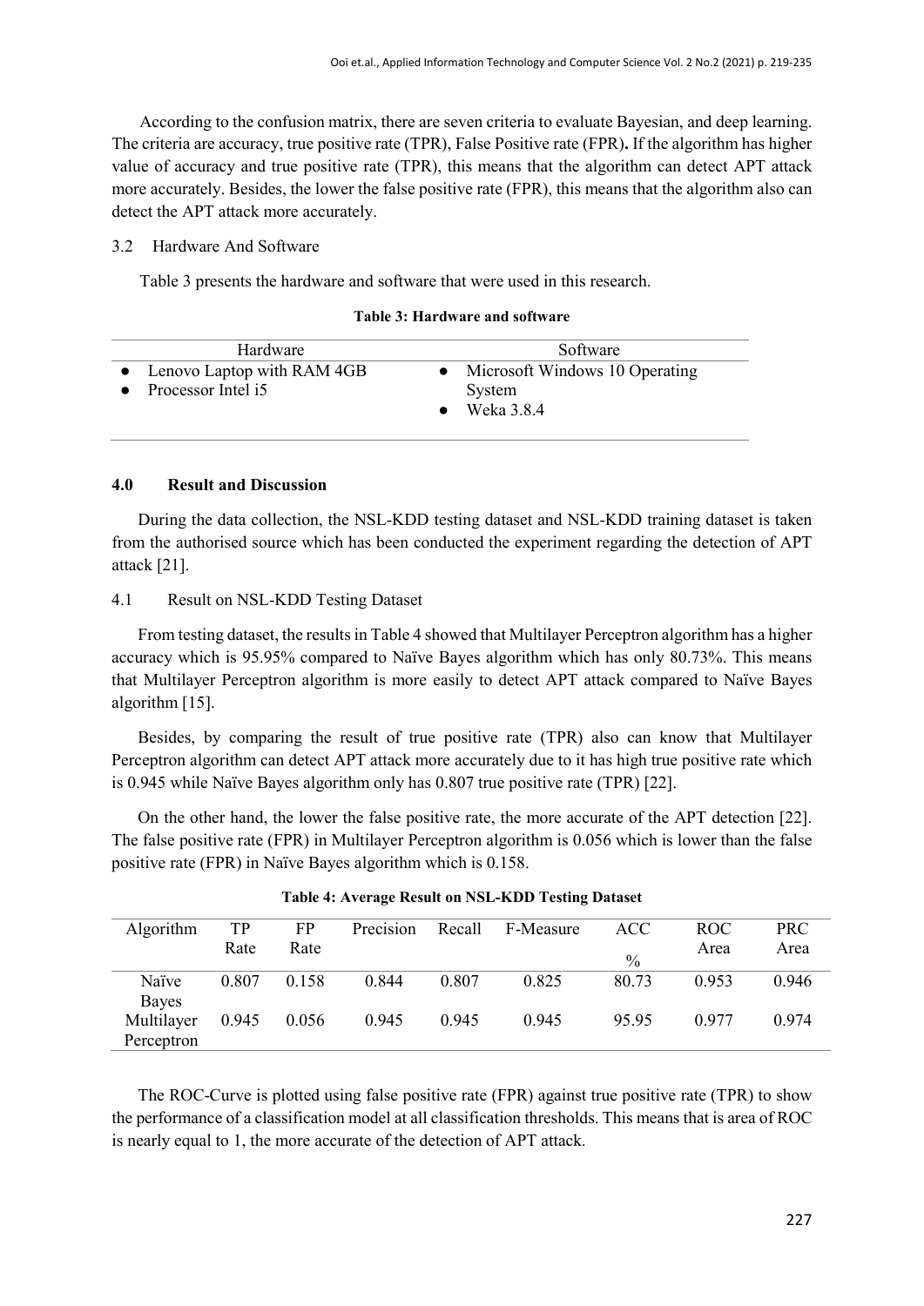According to the confusion matrix, there are seven criteria to evaluate Bayesian, and deep learning. The criteria are accuracy, true positive rate (TPR), False Positive rate (FPR)**.** If the algorithm has higher value of accuracy and true positive rate (TPR), this means that the algorithm can detect APT attack more accurately. Besides, the lower the false positive rate (FPR), this means that the algorithm also can detect the APT attack more accurately.

### 3.2 Hardware And Software

Table 3 presents the hardware and software that were used in this research.

**Table 3: Hardware and software**

| Hardware | Software |
|---|---|
| • Lenovo Laptop with RAM 4GB<br>• Processor Intel i5 | • Microsoft Windows 10 Operating System<br>• Weka 3.8.4 |

## 4.0 Result and Discussion

During the data collection, the NSL-KDD testing dataset and NSL-KDD training dataset is taken from the authorised source which has been conducted the experiment regarding the detection of APT attack [21].

### 4.1 Result on NSL-KDD Testing Dataset

From testing dataset, the results in Table 4 showed that Multilayer Perceptron algorithm has a higher accuracy which is 95.95% compared to Naïve Bayes algorithm which has only 80.73%. This means that Multilayer Perceptron algorithm is more easily to detect APT attack compared to Naïve Bayes algorithm [15].

Besides, by comparing the result of true positive rate (TPR) also can know that Multilayer Perceptron algorithm can detect APT attack more accurately due to it has high true positive rate which is 0.945 while Naïve Bayes algorithm only has 0.807 true positive rate (TPR) [22].

On the other hand, the lower the false positive rate, the more accurate of the APT detection [22]. The false positive rate (FPR) in Multilayer Perceptron algorithm is 0.056 which is lower than the false positive rate (FPR) in Naïve Bayes algorithm which is 0.158.

**Table 4: Average Result on NSL-KDD Testing Dataset**

| Algorithm | TP Rate | FP Rate | Precision | Recall | F-Measure | ACC % | ROC Area | PRC Area |
|---|---|---|---|---|---|---|---|---|
| Naïve Bayes | 0.807 | 0.158 | 0.844 | 0.807 | 0.825 | 80.73 | 0.953 | 0.946 |
| Multilayer Perceptron | 0.945 | 0.056 | 0.945 | 0.945 | 0.945 | 95.95 | 0.977 | 0.974 |

The ROC-Curve is plotted using false positive rate (FPR) against true positive rate (TPR) to show the performance of a classification model at all classification thresholds. This means that is area of ROC is nearly equal to 1, the more accurate of the detection of APT attack.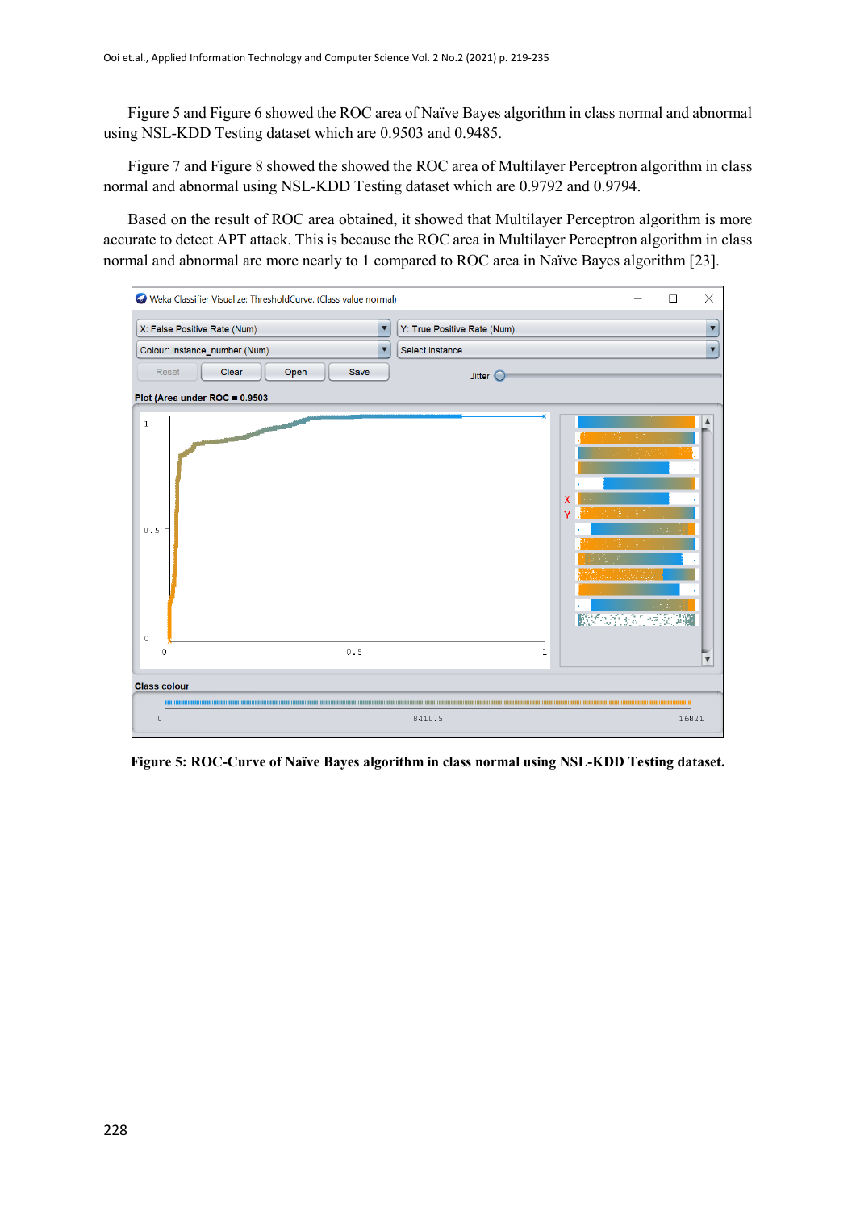Figure 5 and Figure 6 showed the ROC area of Naïve Bayes algorithm in class normal and abnormal using NSL-KDD Testing dataset which are 0.9503 and 0.9485.

Figure 7 and Figure 8 showed the showed the ROC area of Multilayer Perceptron algorithm in class normal and abnormal using NSL-KDD Testing dataset which are 0.9792 and 0.9794.

Based on the result of ROC area obtained, it showed that Multilayer Perceptron algorithm is more accurate to detect APT attack. This is because the ROC area in Multilayer Perceptron algorithm in class normal and abnormal are more nearly to 1 compared to ROC area in Naïve Bayes algorithm [23].

Weka Classifier Visualize: ThresholdCurve. (Class value normal)

X: False Positive Rate (Num)

Y: True Positive Rate (Num)

Colour: Instance_number (Num)

Select Instance

Reset

Clear

Open

Save

Jitter

Plot (Area under ROC = 0.9503

1

0.5

0

0

0.5

1

X

Y

Class colour

0

8410.5

16821

**Figure 5: ROC-Curve of Naïve Bayes algorithm in class normal using NSL-KDD Testing dataset.**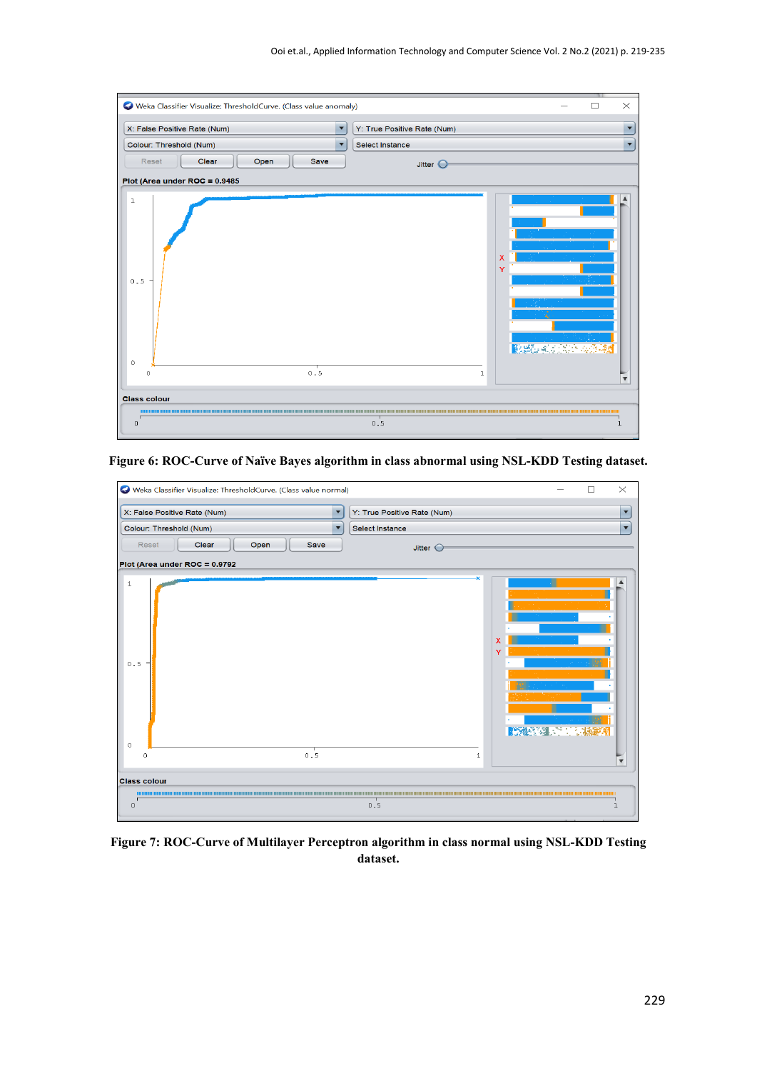Weka Classifier Visualize: ThresholdCurve. (Class value anomaly)

X: False Positive Rate (Num)
Y: True Positive Rate (Num)
Colour: Threshold (Num)
Select Instance
Reset
Clear
Open
Save
Jitter
Plot (Area under ROC = 0.9485
1
0.5
0
0
0.5
1
X
Y
Class colour
0
0.5
1

**Figure 6: ROC-Curve of Naïve Bayes algorithm in class abnormal using NSL-KDD Testing dataset.**

Weka Classifier Visualize: ThresholdCurve. (Class value normal)

X: False Positive Rate (Num)
Y: True Positive Rate (Num)
Colour: Threshold (Num)
Select Instance
Reset
Clear
Open
Save
Jitter
Plot (Area under ROC = 0.9792
1
0.5
0
0
0.5
1
X
Y
Class colour
0
0.5
1

**Figure 7: ROC-Curve of Multilayer Perceptron algorithm in class normal using NSL-KDD Testing dataset.**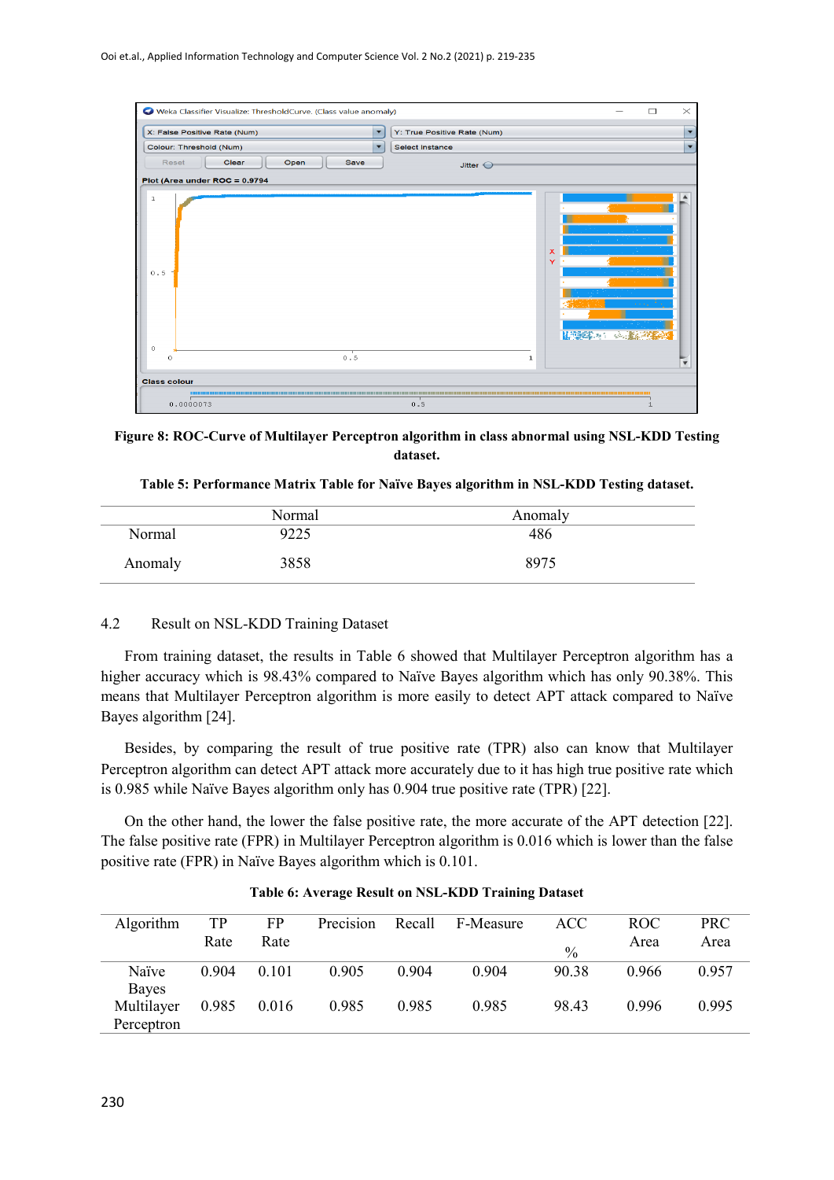Weka Classifier Visualize: ThresholdCurve. (Class value anomaly)

X: False Positive Rate (Num)

Y: True Positive Rate (Num)

Colour: Threshold (Num)

Select Instance

Reset Clear Open Save

Jitter

Plot (Area under ROC = 0.9794)

1

0.5

0

0

0.5

1

Class colour

0.0000073

0.5

1

**Figure 8: ROC-Curve of Multilayer Perceptron algorithm in class abnormal using NSL-KDD Testing dataset.**

**Table 5: Performance Matrix Table for Naïve Bayes algorithm in NSL-KDD Testing dataset.**

| | Normal | Anomaly |
|---|---|---|
| Normal | 9225 | 486 |
| Anomaly | 3858 | 8975 |

4.2 Result on NSL-KDD Training Dataset

From training dataset, the results in Table 6 showed that Multilayer Perceptron algorithm has a higher accuracy which is 98.43% compared to Naïve Bayes algorithm which has only 90.38%. This means that Multilayer Perceptron algorithm is more easily to detect APT attack compared to Naïve Bayes algorithm [24].

Besides, by comparing the result of true positive rate (TPR) also can know that Multilayer Perceptron algorithm can detect APT attack more accurately due to it has high true positive rate which is 0.985 while Naïve Bayes algorithm only has 0.904 true positive rate (TPR) [22].

On the other hand, the lower the false positive rate, the more accurate of the APT detection [22]. The false positive rate (FPR) in Multilayer Perceptron algorithm is 0.016 which is lower than the false positive rate (FPR) in Naïve Bayes algorithm which is 0.101.

**Table 6: Average Result on NSL-KDD Training Dataset**

| Algorithm | TP Rate | FP Rate | Precision | Recall | F-Measure | ACC % | ROC Area | PRC Area |
|---|---|---|---|---|---|---|---|---|
| Naïve Bayes | 0.904 | 0.101 | 0.905 | 0.904 | 0.904 | 90.38 | 0.966 | 0.957 |
| Multilayer Perceptron | 0.985 | 0.016 | 0.985 | 0.985 | 0.985 | 98.43 | 0.996 | 0.995 |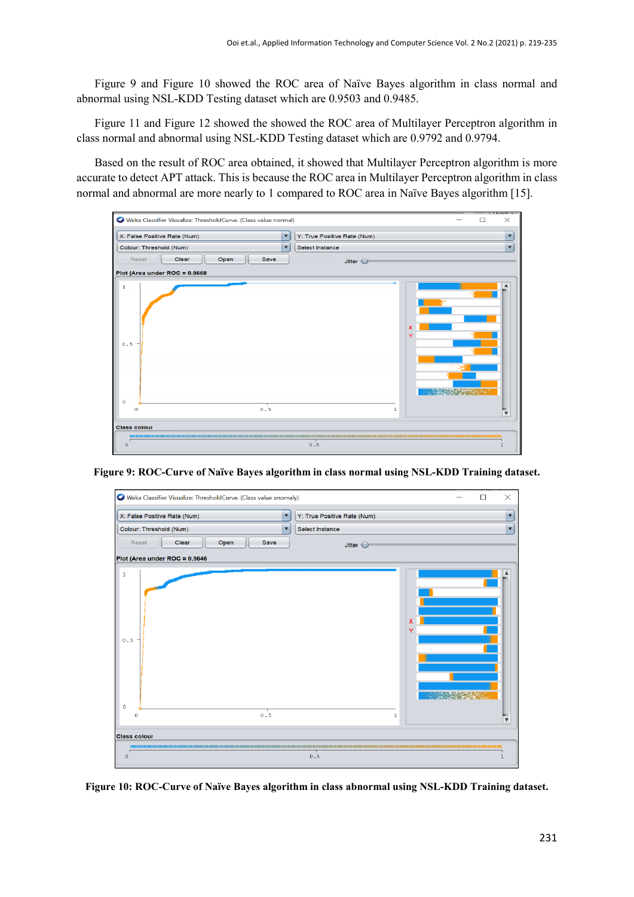Figure 9 and Figure 10 showed the ROC area of Naïve Bayes algorithm in class normal and abnormal using NSL-KDD Testing dataset which are 0.9503 and 0.9485.

Figure 11 and Figure 12 showed the showed the ROC area of Multilayer Perceptron algorithm in class normal and abnormal using NSL-KDD Testing dataset which are 0.9792 and 0.9794.

Based on the result of ROC area obtained, it showed that Multilayer Perceptron algorithm is more accurate to detect APT attack. This is because the ROC area in Multilayer Perceptron algorithm in class normal and abnormal are more nearly to 1 compared to ROC area in Naïve Bayes algorithm [15].

Weka Classifier Visualize: ThresholdCurve. (Class value normal)

X: False Positive Rate (Num)
Y: True Positive Rate (Num)
Colour: Threshold (Num)
Select Instance
Reset Clear Open Save
Jitter
Plot (Area under ROC = 0.9668)
1
0.5
0
0 0.5 1
Class colour
0 0.5 1

**Figure 9: ROC-Curve of Naïve Bayes algorithm in class normal using NSL-KDD Training dataset.**

Weka Classifier Visualize: ThresholdCurve. (Class value anomaly)

X: False Positive Rate (Num)
Y: True Positive Rate (Num)
Colour: Threshold (Num)
Select Instance
Reset Clear Open Save
Jitter
Plot (Area under ROC = 0.9646)
1
0.5
0
0 0.5 1
Class colour
0 0.5 1

**Figure 10: ROC-Curve of Naïve Bayes algorithm in class abnormal using NSL-KDD Training dataset.**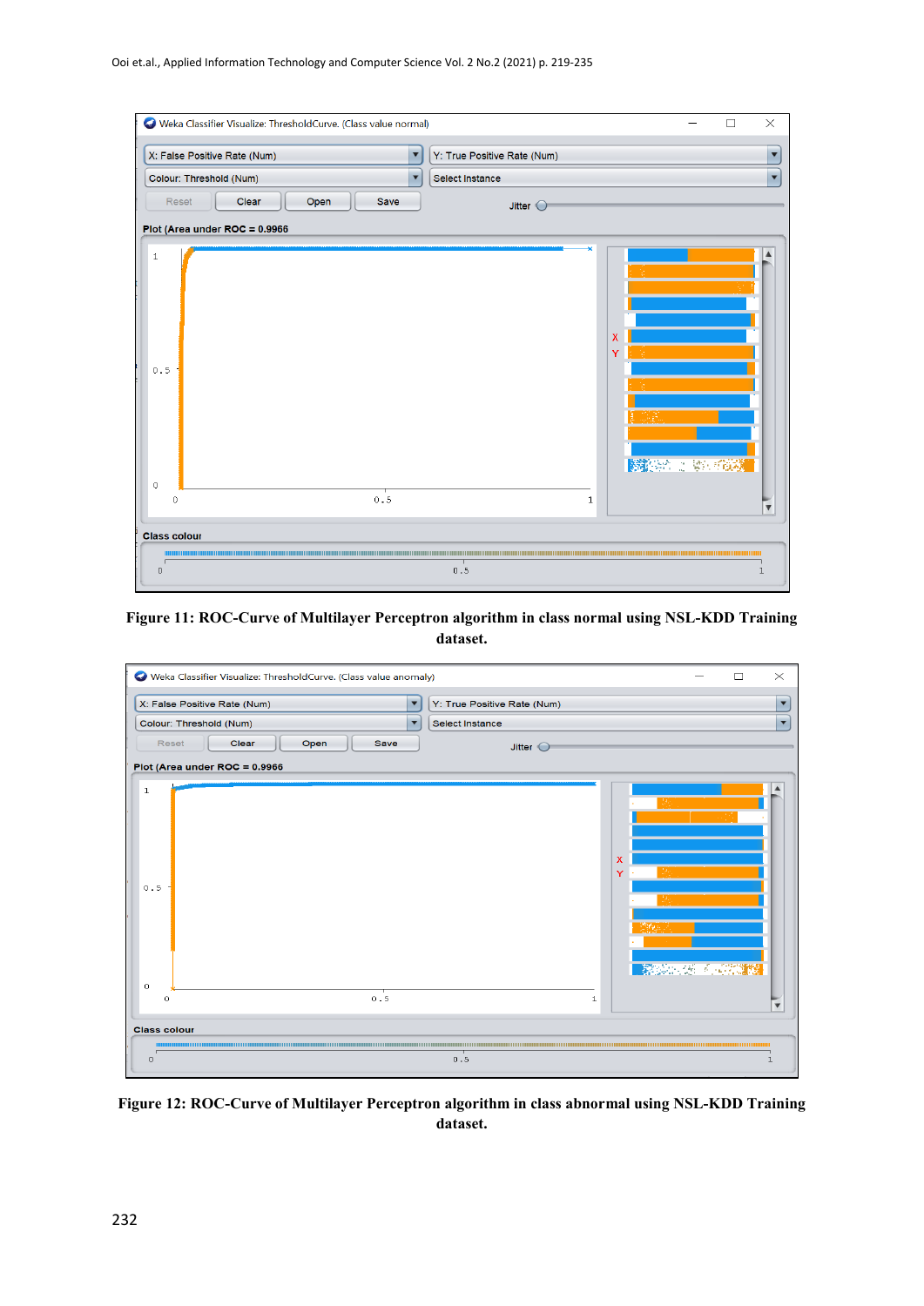Weka Classifier Visualize: ThresholdCurve. (Class value normal)

X: False Positive Rate (Num)
Y: True Positive Rate (Num)
Colour: Threshold (Num)
Select Instance
Reset Clear Open Save
Jitter

Plot (Area under ROC = 0.9966

1
0.5
0
0 0.5 1

Class colour
0 0.5 1

**Figure 11: ROC-Curve of Multilayer Perceptron algorithm in class normal using NSL-KDD Training dataset.**

Weka Classifier Visualize: ThresholdCurve. (Class value anomaly)

X: False Positive Rate (Num)
Y: True Positive Rate (Num)
Colour: Threshold (Num)
Select Instance
Reset Clear Open Save
Jitter

Plot (Area under ROC = 0.9966

1
0.5
0
0 0.5 1

Class colour
0 0.5 1

**Figure 12: ROC-Curve of Multilayer Perceptron algorithm in class abnormal using NSL-KDD Training dataset.**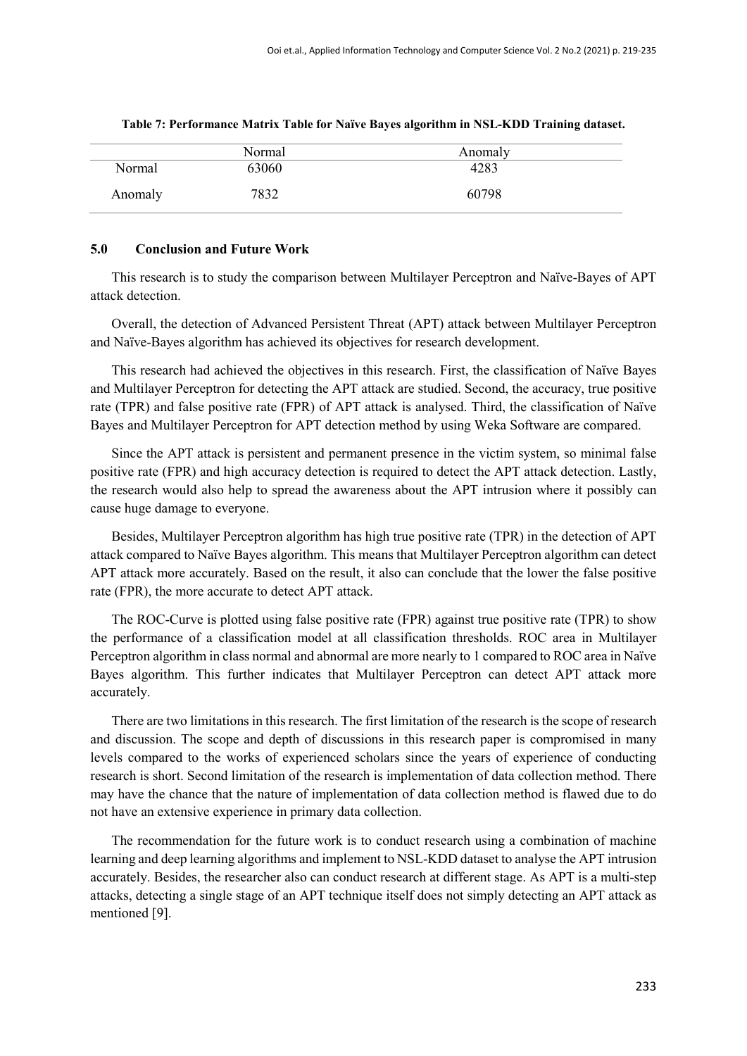**Table 7: Performance Matrix Table for Naïve Bayes algorithm in NSL-KDD Training dataset.**

| | Normal | Anomaly |
|---|---|---|
| Normal | 63060 | 4283 |
| Anomaly | 7832 | 60798 |

## 5.0 Conclusion and Future Work

This research is to study the comparison between Multilayer Perceptron and Naïve-Bayes of APT attack detection.

Overall, the detection of Advanced Persistent Threat (APT) attack between Multilayer Perceptron and Naïve-Bayes algorithm has achieved its objectives for research development.

This research had achieved the objectives in this research. First, the classification of Naïve Bayes and Multilayer Perceptron for detecting the APT attack are studied. Second, the accuracy, true positive rate (TPR) and false positive rate (FPR) of APT attack is analysed. Third, the classification of Naïve Bayes and Multilayer Perceptron for APT detection method by using Weka Software are compared.

Since the APT attack is persistent and permanent presence in the victim system, so minimal false positive rate (FPR) and high accuracy detection is required to detect the APT attack detection. Lastly, the research would also help to spread the awareness about the APT intrusion where it possibly can cause huge damage to everyone.

Besides, Multilayer Perceptron algorithm has high true positive rate (TPR) in the detection of APT attack compared to Naïve Bayes algorithm. This means that Multilayer Perceptron algorithm can detect APT attack more accurately. Based on the result, it also can conclude that the lower the false positive rate (FPR), the more accurate to detect APT attack.

The ROC-Curve is plotted using false positive rate (FPR) against true positive rate (TPR) to show the performance of a classification model at all classification thresholds. ROC area in Multilayer Perceptron algorithm in class normal and abnormal are more nearly to 1 compared to ROC area in Naïve Bayes algorithm. This further indicates that Multilayer Perceptron can detect APT attack more accurately.

There are two limitations in this research. The first limitation of the research is the scope of research and discussion. The scope and depth of discussions in this research paper is compromised in many levels compared to the works of experienced scholars since the years of experience of conducting research is short. Second limitation of the research is implementation of data collection method. There may have the chance that the nature of implementation of data collection method is flawed due to do not have an extensive experience in primary data collection.

The recommendation for the future work is to conduct research using a combination of machine learning and deep learning algorithms and implement to NSL-KDD dataset to analyse the APT intrusion accurately. Besides, the researcher also can conduct research at different stage. As APT is a multi-step attacks, detecting a single stage of an APT technique itself does not simply detecting an APT attack as mentioned [9].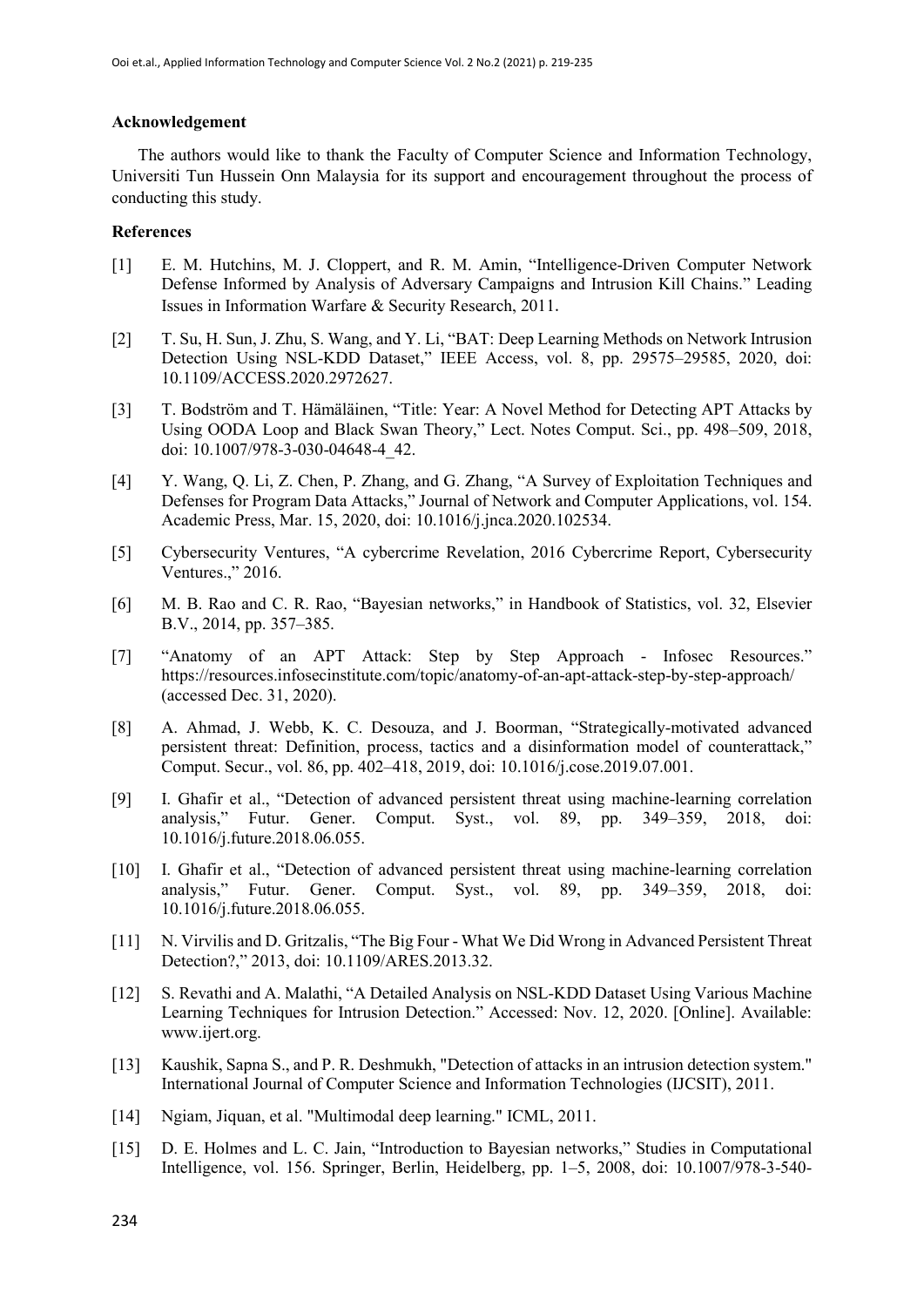### Acknowledgement

The authors would like to thank the Faculty of Computer Science and Information Technology, Universiti Tun Hussein Onn Malaysia for its support and encouragement throughout the process of conducting this study.

### References

[1] E. M. Hutchins, M. J. Cloppert, and R. M. Amin, "Intelligence-Driven Computer Network Defense Informed by Analysis of Adversary Campaigns and Intrusion Kill Chains." Leading Issues in Information Warfare & Security Research, 2011.

[2] T. Su, H. Sun, J. Zhu, S. Wang, and Y. Li, "BAT: Deep Learning Methods on Network Intrusion Detection Using NSL-KDD Dataset," IEEE Access, vol. 8, pp. 29575–29585, 2020, doi: 10.1109/ACCESS.2020.2972627.

[3] T. Bodström and T. Hämäläinen, "Title: Year: A Novel Method for Detecting APT Attacks by Using OODA Loop and Black Swan Theory," Lect. Notes Comput. Sci., pp. 498–509, 2018, doi: 10.1007/978-3-030-04648-4_42.

[4] Y. Wang, Q. Li, Z. Chen, P. Zhang, and G. Zhang, "A Survey of Exploitation Techniques and Defenses for Program Data Attacks," Journal of Network and Computer Applications, vol. 154. Academic Press, Mar. 15, 2020, doi: 10.1016/j.jnca.2020.102534.

[5] Cybersecurity Ventures, "A cybercrime Revelation, 2016 Cybercrime Report, Cybersecurity Ventures.," 2016.

[6] M. B. Rao and C. R. Rao, "Bayesian networks," in Handbook of Statistics, vol. 32, Elsevier B.V., 2014, pp. 357–385.

[7] "Anatomy of an APT Attack: Step by Step Approach - Infosec Resources." https://resources.infosecinstitute.com/topic/anatomy-of-an-apt-attack-step-by-step-approach/ (accessed Dec. 31, 2020).

[8] A. Ahmad, J. Webb, K. C. Desouza, and J. Boorman, "Strategically-motivated advanced persistent threat: Definition, process, tactics and a disinformation model of counterattack," Comput. Secur., vol. 86, pp. 402–418, 2019, doi: 10.1016/j.cose.2019.07.001.

[9] I. Ghafir et al., "Detection of advanced persistent threat using machine-learning correlation analysis," Futur. Gener. Comput. Syst., vol. 89, pp. 349–359, 2018, doi: 10.1016/j.future.2018.06.055.

[10] I. Ghafir et al., "Detection of advanced persistent threat using machine-learning correlation analysis," Futur. Gener. Comput. Syst., vol. 89, pp. 349–359, 2018, doi: 10.1016/j.future.2018.06.055.

[11] N. Virvilis and D. Gritzalis, "The Big Four - What We Did Wrong in Advanced Persistent Threat Detection?," 2013, doi: 10.1109/ARES.2013.32.

[12] S. Revathi and A. Malathi, "A Detailed Analysis on NSL-KDD Dataset Using Various Machine Learning Techniques for Intrusion Detection." Accessed: Nov. 12, 2020. [Online]. Available: www.ijert.org.

[13] Kaushik, Sapna S., and P. R. Deshmukh, "Detection of attacks in an intrusion detection system." International Journal of Computer Science and Information Technologies (IJCSIT), 2011.

[14] Ngiam, Jiquan, et al. "Multimodal deep learning." ICML, 2011.

[15] D. E. Holmes and L. C. Jain, "Introduction to Bayesian networks," Studies in Computational Intelligence, vol. 156. Springer, Berlin, Heidelberg, pp. 1–5, 2008, doi: 10.1007/978-3-540-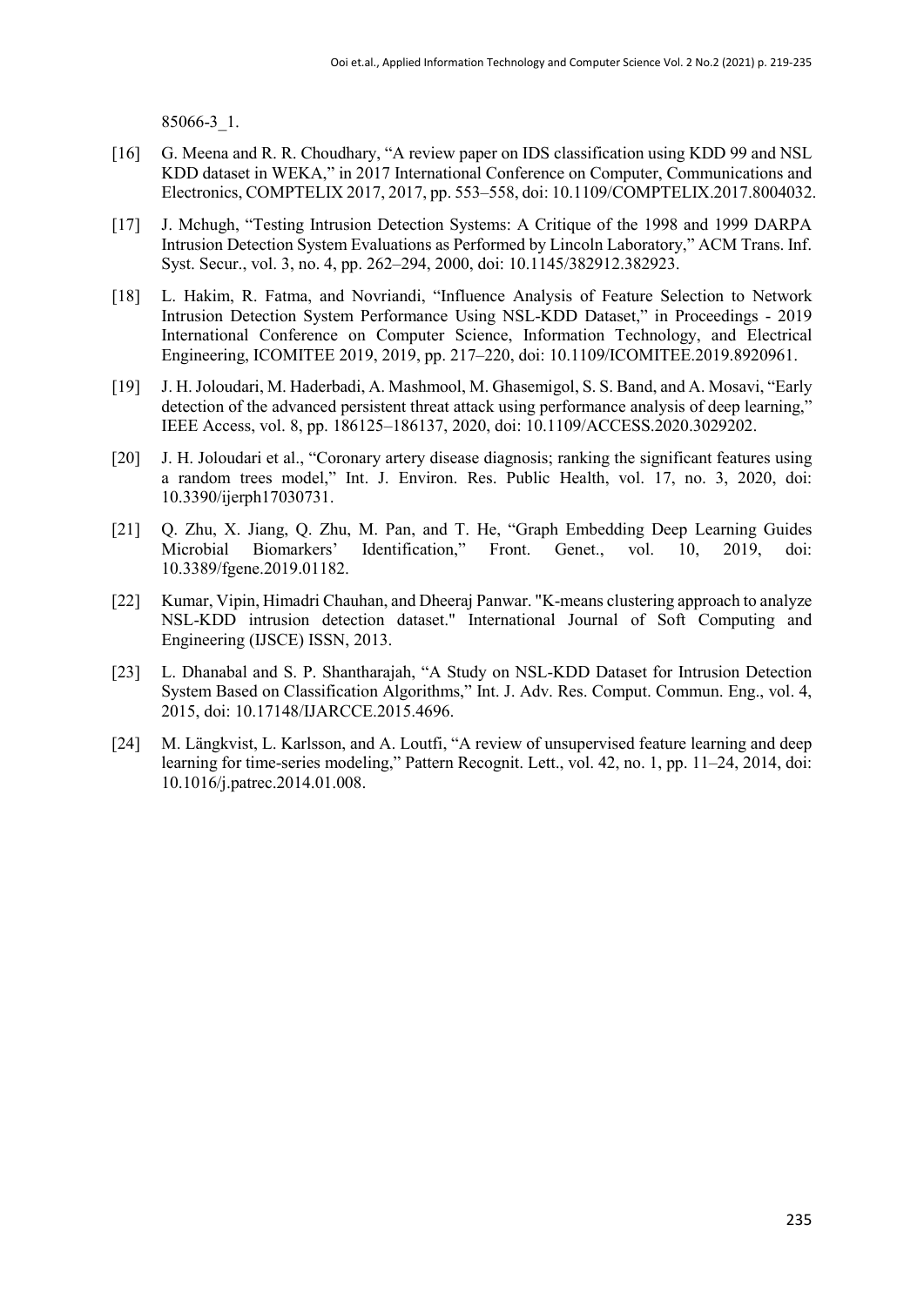85066-3_1.

[16] G. Meena and R. R. Choudhary, “A review paper on IDS classification using KDD 99 and NSL KDD dataset in WEKA,” in 2017 International Conference on Computer, Communications and Electronics, COMPTELIX 2017, 2017, pp. 553–558, doi: 10.1109/COMPTELIX.2017.8004032.

[17] J. Mchugh, “Testing Intrusion Detection Systems: A Critique of the 1998 and 1999 DARPA Intrusion Detection System Evaluations as Performed by Lincoln Laboratory,” ACM Trans. Inf. Syst. Secur., vol. 3, no. 4, pp. 262–294, 2000, doi: 10.1145/382912.382923.

[18] L. Hakim, R. Fatma, and Novriandi, “Influence Analysis of Feature Selection to Network Intrusion Detection System Performance Using NSL-KDD Dataset,” in Proceedings - 2019 International Conference on Computer Science, Information Technology, and Electrical Engineering, ICOMITEE 2019, 2019, pp. 217–220, doi: 10.1109/ICOMITEE.2019.8920961.

[19] J. H. Joloudari, M. Haderbadi, A. Mashmool, M. Ghasemigol, S. S. Band, and A. Mosavi, “Early detection of the advanced persistent threat attack using performance analysis of deep learning,” IEEE Access, vol. 8, pp. 186125–186137, 2020, doi: 10.1109/ACCESS.2020.3029202.

[20] J. H. Joloudari et al., “Coronary artery disease diagnosis; ranking the significant features using a random trees model,” Int. J. Environ. Res. Public Health, vol. 17, no. 3, 2020, doi: 10.3390/ijerph17030731.

[21] Q. Zhu, X. Jiang, Q. Zhu, M. Pan, and T. He, “Graph Embedding Deep Learning Guides Microbial Biomarkers' Identification,” Front. Genet., vol. 10, 2019, doi: 10.3389/fgene.2019.01182.

[22] Kumar, Vipin, Himadri Chauhan, and Dheeraj Panwar. "K-means clustering approach to analyze NSL-KDD intrusion detection dataset." International Journal of Soft Computing and Engineering (IJSCE) ISSN, 2013.

[23] L. Dhanabal and S. P. Shantharajah, “A Study on NSL-KDD Dataset for Intrusion Detection System Based on Classification Algorithms,” Int. J. Adv. Res. Comput. Commun. Eng., vol. 4, 2015, doi: 10.17148/IJARCCE.2015.4696.

[24] M. Längkvist, L. Karlsson, and A. Loutfi, “A review of unsupervised feature learning and deep learning for time-series modeling,” Pattern Recognit. Lett., vol. 42, no. 1, pp. 11–24, 2014, doi: 10.1016/j.patrec.2014.01.008.